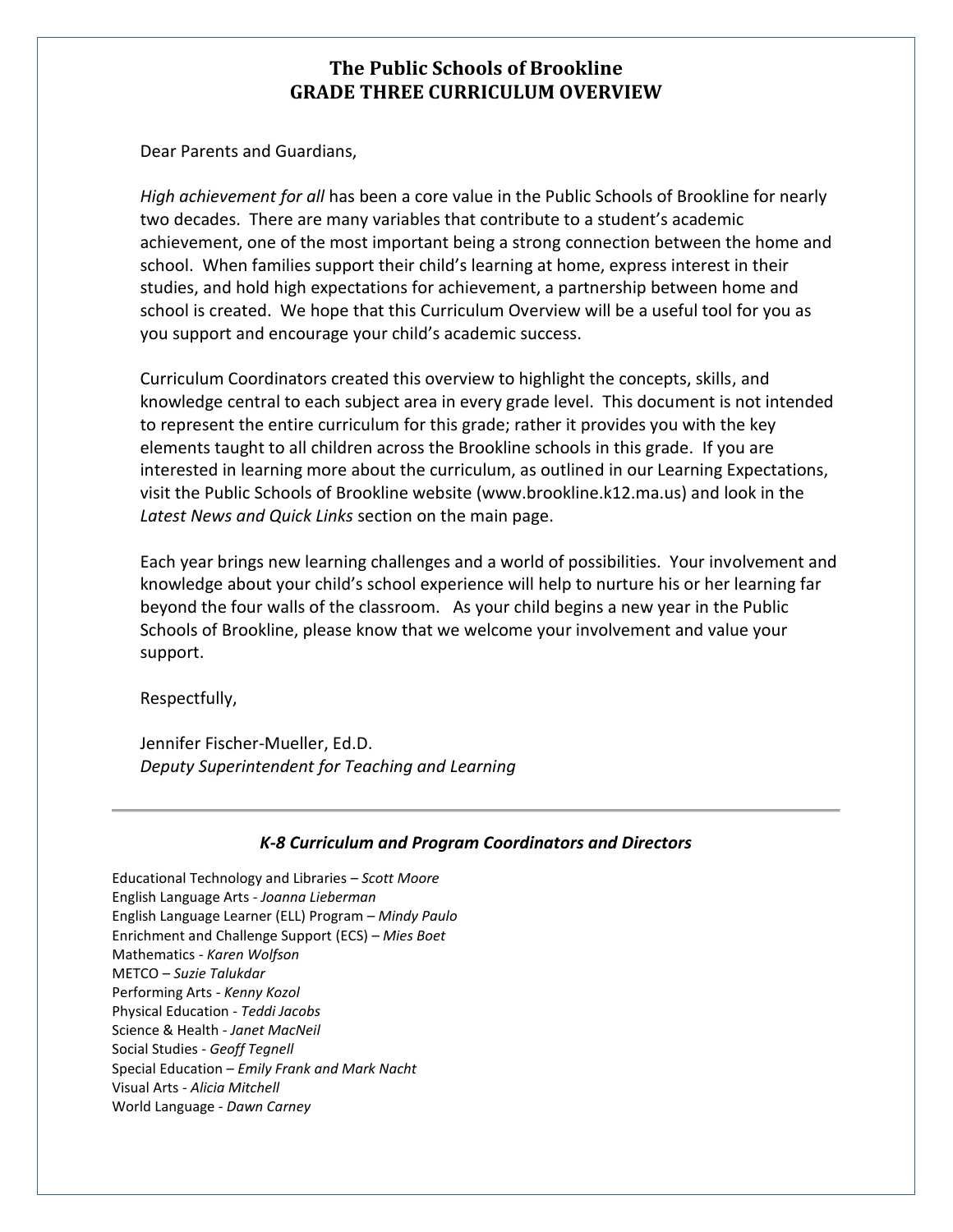# The Public Schools of Brookline
# GRADE THREE CURRICULUM OVERVIEW

Dear Parents and Guardians,

*High achievement for all* has been a core value in the Public Schools of Brookline for nearly two decades. There are many variables that contribute to a student's academic achievement, one of the most important being a strong connection between the home and school. When families support their child's learning at home, express interest in their studies, and hold high expectations for achievement, a partnership between home and school is created. We hope that this Curriculum Overview will be a useful tool for you as you support and encourage your child's academic success.

Curriculum Coordinators created this overview to highlight the concepts, skills, and knowledge central to each subject area in every grade level. This document is not intended to represent the entire curriculum for this grade; rather it provides you with the key elements taught to all children across the Brookline schools in this grade. If you are interested in learning more about the curriculum, as outlined in our Learning Expectations, visit the Public Schools of Brookline website (www.brookline.k12.ma.us) and look in the *Latest News and Quick Links* section on the main page.

Each year brings new learning challenges and a world of possibilities. Your involvement and knowledge about your child's school experience will help to nurture his or her learning far beyond the four walls of the classroom. As your child begins a new year in the Public Schools of Brookline, please know that we welcome your involvement and value your support.

Respectfully,

Jennifer Fischer-Mueller, Ed.D.
*Deputy Superintendent for Teaching and Learning*

---

### *K-8 Curriculum and Program Coordinators and Directors*

Educational Technology and Libraries – *Scott Moore*
English Language Arts - *Joanna Lieberman*
English Language Learner (ELL) Program – *Mindy Paulo*
Enrichment and Challenge Support (ECS) – *Mies Boet*
Mathematics - *Karen Wolfson*
METCO – *Suzie Talukdar*
Performing Arts - *Kenny Kozol*
Physical Education - *Teddi Jacobs*
Science & Health - *Janet MacNeil*
Social Studies - *Geoff Tegnell*
Special Education – *Emily Frank and Mark Nacht*
Visual Arts - *Alicia Mitchell*
World Language - *Dawn Carney*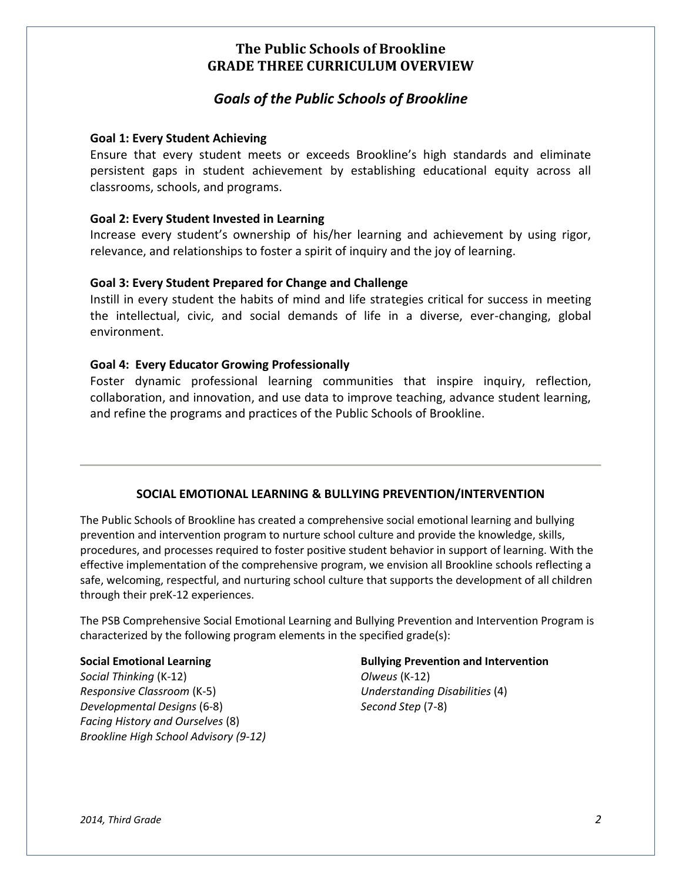# The Public Schools of Brookline
# GRADE THREE CURRICULUM OVERVIEW

## *Goals of the Public Schools of Brookline*

**Goal 1: Every Student Achieving**
Ensure that every student meets or exceeds Brookline's high standards and eliminate persistent gaps in student achievement by establishing educational equity across all classrooms, schools, and programs.

**Goal 2: Every Student Invested in Learning**
Increase every student's ownership of his/her learning and achievement by using rigor, relevance, and relationships to foster a spirit of inquiry and the joy of learning.

**Goal 3: Every Student Prepared for Change and Challenge**
Instill in every student the habits of mind and life strategies critical for success in meeting the intellectual, civic, and social demands of life in a diverse, ever-changing, global environment.

**Goal 4: Every Educator Growing Professionally**
Foster dynamic professional learning communities that inspire inquiry, reflection, collaboration, and innovation, and use data to improve teaching, advance student learning, and refine the programs and practices of the Public Schools of Brookline.

---

### SOCIAL EMOTIONAL LEARNING & BULLYING PREVENTION/INTERVENTION

The Public Schools of Brookline has created a comprehensive social emotional learning and bullying prevention and intervention program to nurture school culture and provide the knowledge, skills, procedures, and processes required to foster positive student behavior in support of learning. With the effective implementation of the comprehensive program, we envision all Brookline schools reflecting a safe, welcoming, respectful, and nurturing school culture that supports the development of all children through their preK-12 experiences.

The PSB Comprehensive Social Emotional Learning and Bullying Prevention and Intervention Program is characterized by the following program elements in the specified grade(s):

**Social Emotional Learning**
*Social Thinking* (K-12)
*Responsive Classroom* (K-5)
*Developmental Designs* (6-8)
*Facing History and Ourselves* (8)
*Brookline High School Advisory (9-12)*

**Bullying Prevention and Intervention**
*Olweus* (K-12)
*Understanding Disabilities* (4)
*Second Step* (7-8)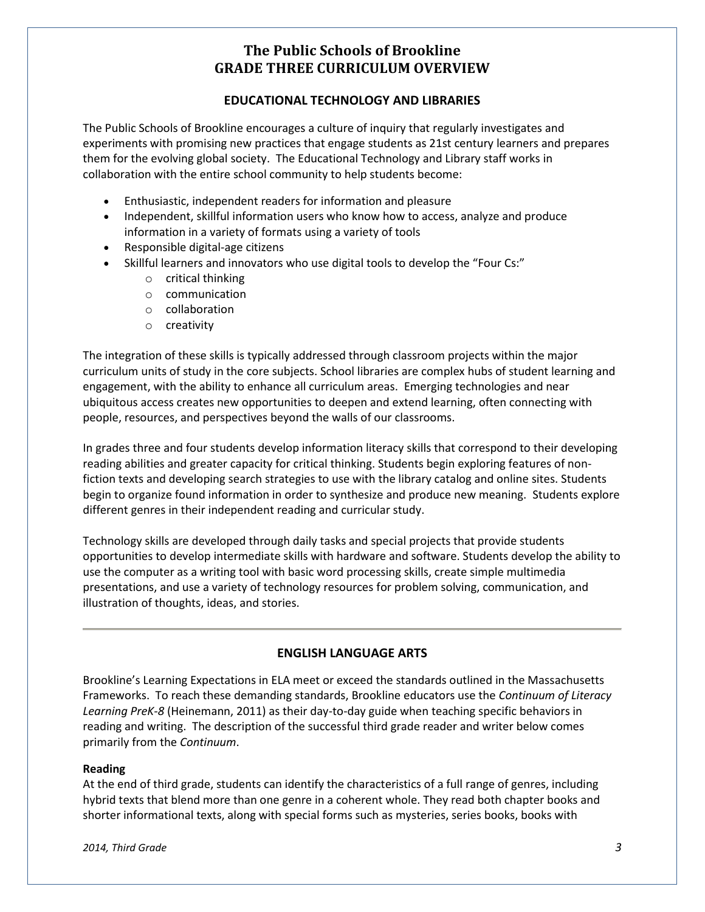# The Public Schools of Brookline
# GRADE THREE CURRICULUM OVERVIEW

## EDUCATIONAL TECHNOLOGY AND LIBRARIES

The Public Schools of Brookline encourages a culture of inquiry that regularly investigates and experiments with promising new practices that engage students as 21st century learners and prepares them for the evolving global society. The Educational Technology and Library staff works in collaboration with the entire school community to help students become:

- Enthusiastic, independent readers for information and pleasure
- Independent, skillful information users who know how to access, analyze and produce information in a variety of formats using a variety of tools
- Responsible digital-age citizens
- Skillful learners and innovators who use digital tools to develop the "Four Cs:"
    - critical thinking
    - communication
    - collaboration
    - creativity

The integration of these skills is typically addressed through classroom projects within the major curriculum units of study in the core subjects. School libraries are complex hubs of student learning and engagement, with the ability to enhance all curriculum areas. Emerging technologies and near ubiquitous access creates new opportunities to deepen and extend learning, often connecting with people, resources, and perspectives beyond the walls of our classrooms.

In grades three and four students develop information literacy skills that correspond to their developing reading abilities and greater capacity for critical thinking. Students begin exploring features of non-fiction texts and developing search strategies to use with the library catalog and online sites. Students begin to organize found information in order to synthesize and produce new meaning. Students explore different genres in their independent reading and curricular study.

Technology skills are developed through daily tasks and special projects that provide students opportunities to develop intermediate skills with hardware and software. Students develop the ability to use the computer as a writing tool with basic word processing skills, create simple multimedia presentations, and use a variety of technology resources for problem solving, communication, and illustration of thoughts, ideas, and stories.

---

## ENGLISH LANGUAGE ARTS

Brookline's Learning Expectations in ELA meet or exceed the standards outlined in the Massachusetts Frameworks. To reach these demanding standards, Brookline educators use the *Continuum of Literacy Learning PreK-8* (Heinemann, 2011) as their day-to-day guide when teaching specific behaviors in reading and writing. The description of the successful third grade reader and writer below comes primarily from the *Continuum*.

**Reading**

At the end of third grade, students can identify the characteristics of a full range of genres, including hybrid texts that blend more than one genre in a coherent whole. They read both chapter books and shorter informational texts, along with special forms such as mysteries, series books, books with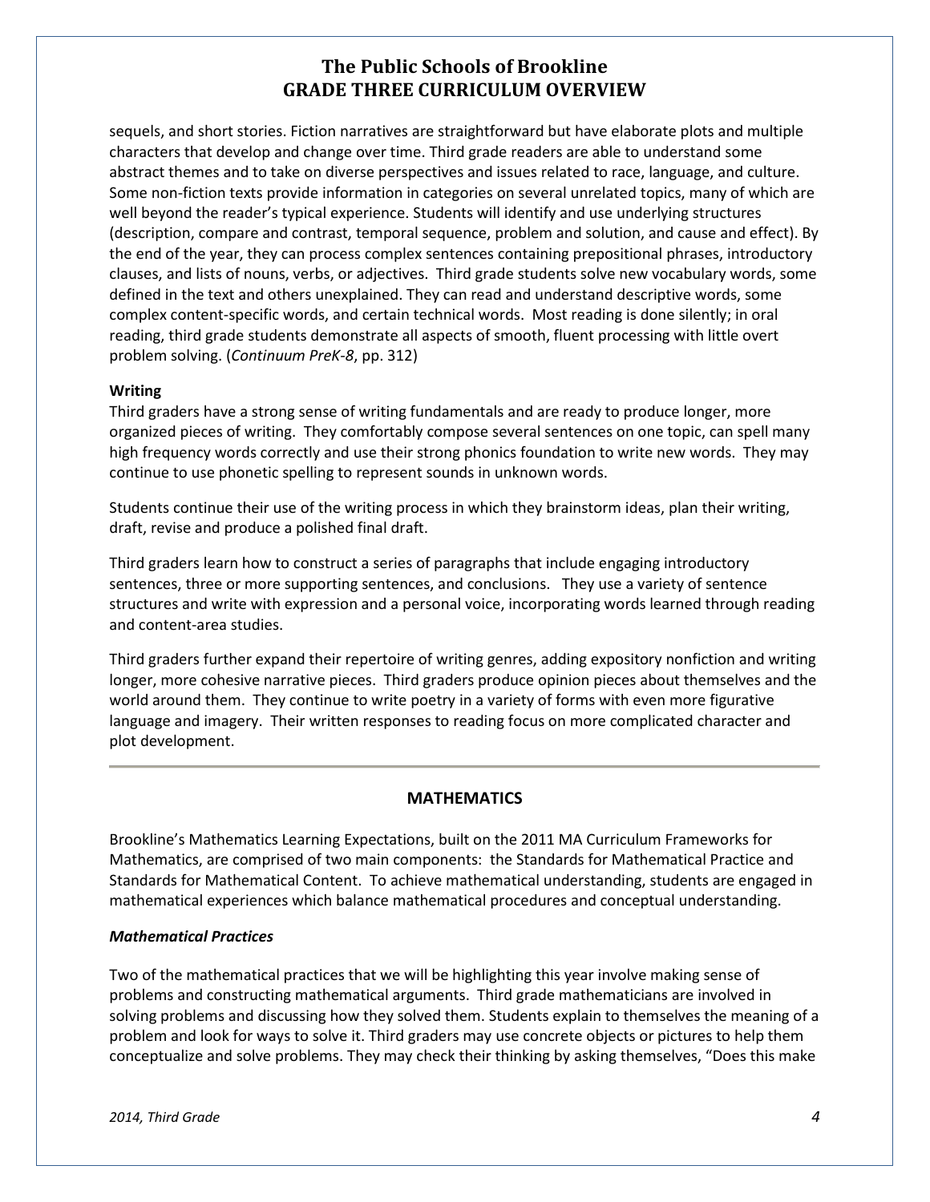sequels, and short stories. Fiction narratives are straightforward but have elaborate plots and multiple characters that develop and change over time. Third grade readers are able to understand some abstract themes and to take on diverse perspectives and issues related to race, language, and culture. Some non-fiction texts provide information in categories on several unrelated topics, many of which are well beyond the reader's typical experience. Students will identify and use underlying structures (description, compare and contrast, temporal sequence, problem and solution, and cause and effect). By the end of the year, they can process complex sentences containing prepositional phrases, introductory clauses, and lists of nouns, verbs, or adjectives. Third grade students solve new vocabulary words, some defined in the text and others unexplained. They can read and understand descriptive words, some complex content-specific words, and certain technical words. Most reading is done silently; in oral reading, third grade students demonstrate all aspects of smooth, fluent processing with little overt problem solving. (*Continuum PreK-8*, pp. 312)

**Writing**

Third graders have a strong sense of writing fundamentals and are ready to produce longer, more organized pieces of writing. They comfortably compose several sentences on one topic, can spell many high frequency words correctly and use their strong phonics foundation to write new words. They may continue to use phonetic spelling to represent sounds in unknown words.

Students continue their use of the writing process in which they brainstorm ideas, plan their writing, draft, revise and produce a polished final draft.

Third graders learn how to construct a series of paragraphs that include engaging introductory sentences, three or more supporting sentences, and conclusions. They use a variety of sentence structures and write with expression and a personal voice, incorporating words learned through reading and content-area studies.

Third graders further expand their repertoire of writing genres, adding expository nonfiction and writing longer, more cohesive narrative pieces. Third graders produce opinion pieces about themselves and the world around them. They continue to write poetry in a variety of forms with even more figurative language and imagery. Their written responses to reading focus on more complicated character and plot development.

---

## MATHEMATICS

Brookline's Mathematics Learning Expectations, built on the 2011 MA Curriculum Frameworks for Mathematics, are comprised of two main components: the Standards for Mathematical Practice and Standards for Mathematical Content. To achieve mathematical understanding, students are engaged in mathematical experiences which balance mathematical procedures and conceptual understanding.

***Mathematical Practices***

Two of the mathematical practices that we will be highlighting this year involve making sense of problems and constructing mathematical arguments. Third grade mathematicians are involved in solving problems and discussing how they solved them. Students explain to themselves the meaning of a problem and look for ways to solve it. Third graders may use concrete objects or pictures to help them conceptualize and solve problems. They may check their thinking by asking themselves, "Does this make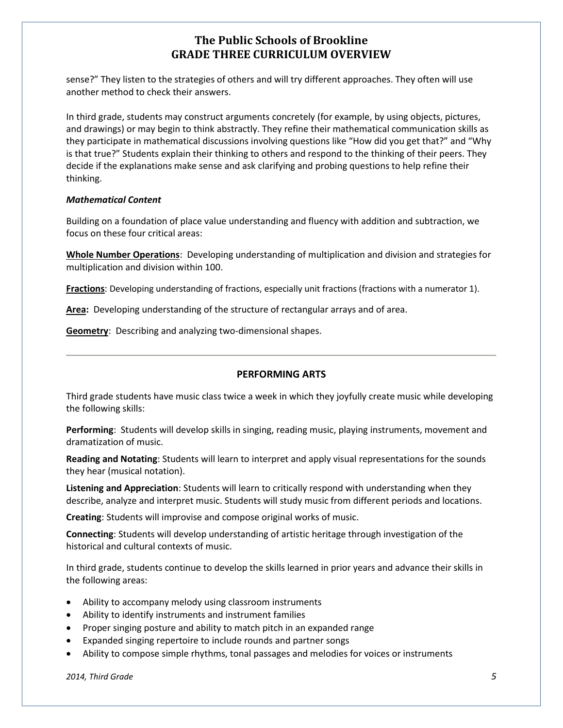sense?" They listen to the strategies of others and will try different approaches. They often will use another method to check their answers.

In third grade, students may construct arguments concretely (for example, by using objects, pictures, and drawings) or may begin to think abstractly. They refine their mathematical communication skills as they participate in mathematical discussions involving questions like "How did you get that?" and "Why is that true?" Students explain their thinking to others and respond to the thinking of their peers. They decide if the explanations make sense and ask clarifying and probing questions to help refine their thinking.

***Mathematical Content***

Building on a foundation of place value understanding and fluency with addition and subtraction, we focus on these four critical areas:

**Whole Number Operations**: Developing understanding of multiplication and division and strategies for multiplication and division within 100.

**Fractions**: Developing understanding of fractions, especially unit fractions (fractions with a numerator 1).

**Area:** Developing understanding of the structure of rectangular arrays and of area.

**Geometry**: Describing and analyzing two-dimensional shapes.

---

## PERFORMING ARTS

Third grade students have music class twice a week in which they joyfully create music while developing the following skills:

**Performing**: Students will develop skills in singing, reading music, playing instruments, movement and dramatization of music.

**Reading and Notating**: Students will learn to interpret and apply visual representations for the sounds they hear (musical notation).

**Listening and Appreciation**: Students will learn to critically respond with understanding when they describe, analyze and interpret music. Students will study music from different periods and locations.

**Creating**: Students will improvise and compose original works of music.

**Connecting**: Students will develop understanding of artistic heritage through investigation of the historical and cultural contexts of music.

In third grade, students continue to develop the skills learned in prior years and advance their skills in the following areas:

- Ability to accompany melody using classroom instruments
- Ability to identify instruments and instrument families
- Proper singing posture and ability to match pitch in an expanded range
- Expanded singing repertoire to include rounds and partner songs
- Ability to compose simple rhythms, tonal passages and melodies for voices or instruments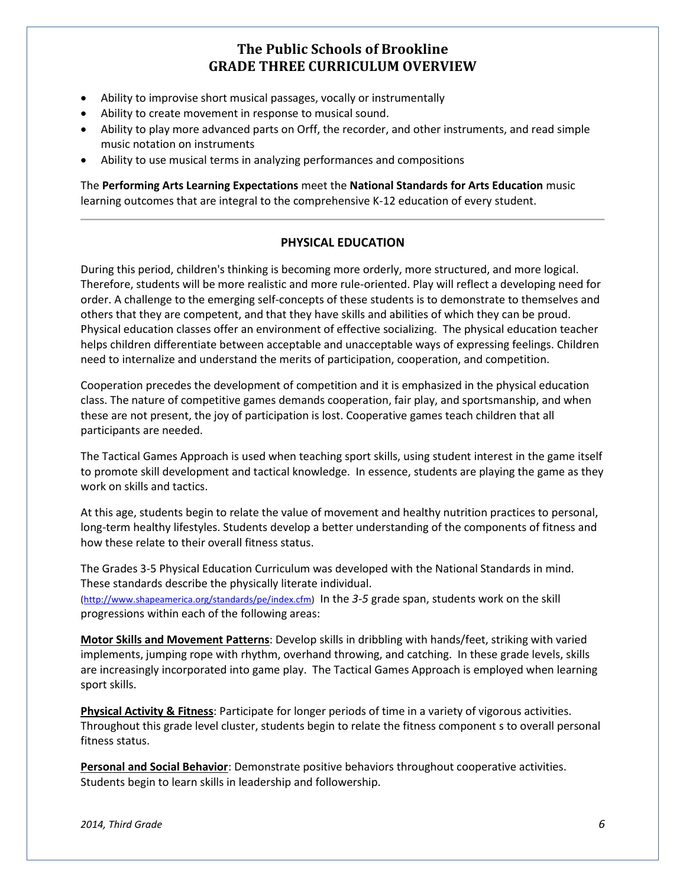- Ability to improvise short musical passages, vocally or instrumentally
- Ability to create movement in response to musical sound.
- Ability to play more advanced parts on Orff, the recorder, and other instruments, and read simple music notation on instruments
- Ability to use musical terms in analyzing performances and compositions

The **Performing Arts Learning Expectations** meet the **National Standards for Arts Education** music learning outcomes that are integral to the comprehensive K-12 education of every student.

---

## PHYSICAL EDUCATION

During this period, children's thinking is becoming more orderly, more structured, and more logical. Therefore, students will be more realistic and more rule-oriented. Play will reflect a developing need for order. A challenge to the emerging self-concepts of these students is to demonstrate to themselves and others that they are competent, and that they have skills and abilities of which they can be proud. Physical education classes offer an environment of effective socializing. The physical education teacher helps children differentiate between acceptable and unacceptable ways of expressing feelings. Children need to internalize and understand the merits of participation, cooperation, and competition.

Cooperation precedes the development of competition and it is emphasized in the physical education class. The nature of competitive games demands cooperation, fair play, and sportsmanship, and when these are not present, the joy of participation is lost. Cooperative games teach children that all participants are needed.

The Tactical Games Approach is used when teaching sport skills, using student interest in the game itself to promote skill development and tactical knowledge. In essence, students are playing the game as they work on skills and tactics.

At this age, students begin to relate the value of movement and healthy nutrition practices to personal, long-term healthy lifestyles. Students develop a better understanding of the components of fitness and how these relate to their overall fitness status.

The Grades 3-5 Physical Education Curriculum was developed with the National Standards in mind. These standards describe the physically literate individual. (http://www.shapeamerica.org/standards/pe/index.cfm) In the *3-5* grade span, students work on the skill progressions within each of the following areas:

**Motor Skills and Movement Patterns**: Develop skills in dribbling with hands/feet, striking with varied implements, jumping rope with rhythm, overhand throwing, and catching. In these grade levels, skills are increasingly incorporated into game play. The Tactical Games Approach is employed when learning sport skills.

**Physical Activity & Fitness**: Participate for longer periods of time in a variety of vigorous activities. Throughout this grade level cluster, students begin to relate the fitness component s to overall personal fitness status.

**Personal and Social Behavior**: Demonstrate positive behaviors throughout cooperative activities. Students begin to learn skills in leadership and followership.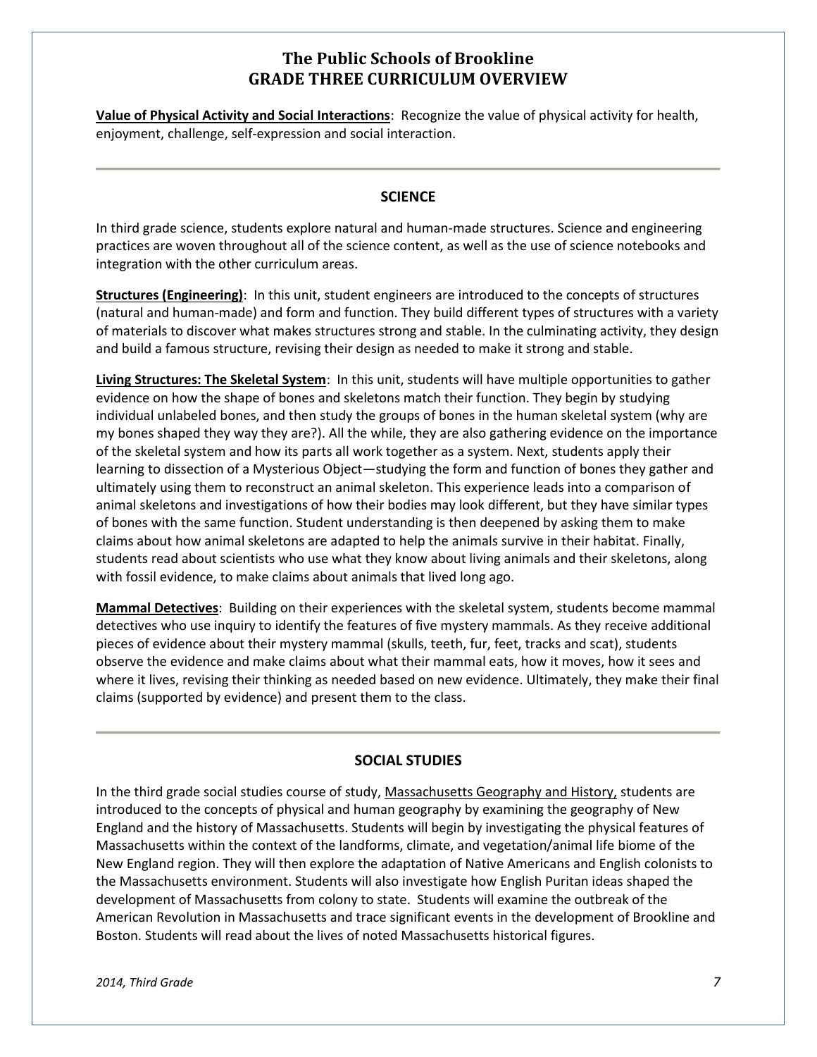**Value of Physical Activity and Social Interactions**: Recognize the value of physical activity for health, enjoyment, challenge, self-expression and social interaction.

---

## SCIENCE

In third grade science, students explore natural and human-made structures. Science and engineering practices are woven throughout all of the science content, as well as the use of science notebooks and integration with the other curriculum areas.

**Structures (Engineering)**: In this unit, student engineers are introduced to the concepts of structures (natural and human-made) and form and function. They build different types of structures with a variety of materials to discover what makes structures strong and stable. In the culminating activity, they design and build a famous structure, revising their design as needed to make it strong and stable.

**Living Structures: The Skeletal System**: In this unit, students will have multiple opportunities to gather evidence on how the shape of bones and skeletons match their function. They begin by studying individual unlabeled bones, and then study the groups of bones in the human skeletal system (why are my bones shaped they way they are?). All the while, they are also gathering evidence on the importance of the skeletal system and how its parts all work together as a system. Next, students apply their learning to dissection of a Mysterious Object—studying the form and function of bones they gather and ultimately using them to reconstruct an animal skeleton. This experience leads into a comparison of animal skeletons and investigations of how their bodies may look different, but they have similar types of bones with the same function. Student understanding is then deepened by asking them to make claims about how animal skeletons are adapted to help the animals survive in their habitat. Finally, students read about scientists who use what they know about living animals and their skeletons, along with fossil evidence, to make claims about animals that lived long ago.

**Mammal Detectives**: Building on their experiences with the skeletal system, students become mammal detectives who use inquiry to identify the features of five mystery mammals. As they receive additional pieces of evidence about their mystery mammal (skulls, teeth, fur, feet, tracks and scat), students observe the evidence and make claims about what their mammal eats, how it moves, how it sees and where it lives, revising their thinking as needed based on new evidence. Ultimately, they make their final claims (supported by evidence) and present them to the class.

---

## SOCIAL STUDIES

In the third grade social studies course of study, Massachusetts Geography and History, students are introduced to the concepts of physical and human geography by examining the geography of New England and the history of Massachusetts. Students will begin by investigating the physical features of Massachusetts within the context of the landforms, climate, and vegetation/animal life biome of the New England region. They will then explore the adaptation of Native Americans and English colonists to the Massachusetts environment. Students will also investigate how English Puritan ideas shaped the development of Massachusetts from colony to state. Students will examine the outbreak of the American Revolution in Massachusetts and trace significant events in the development of Brookline and Boston. Students will read about the lives of noted Massachusetts historical figures.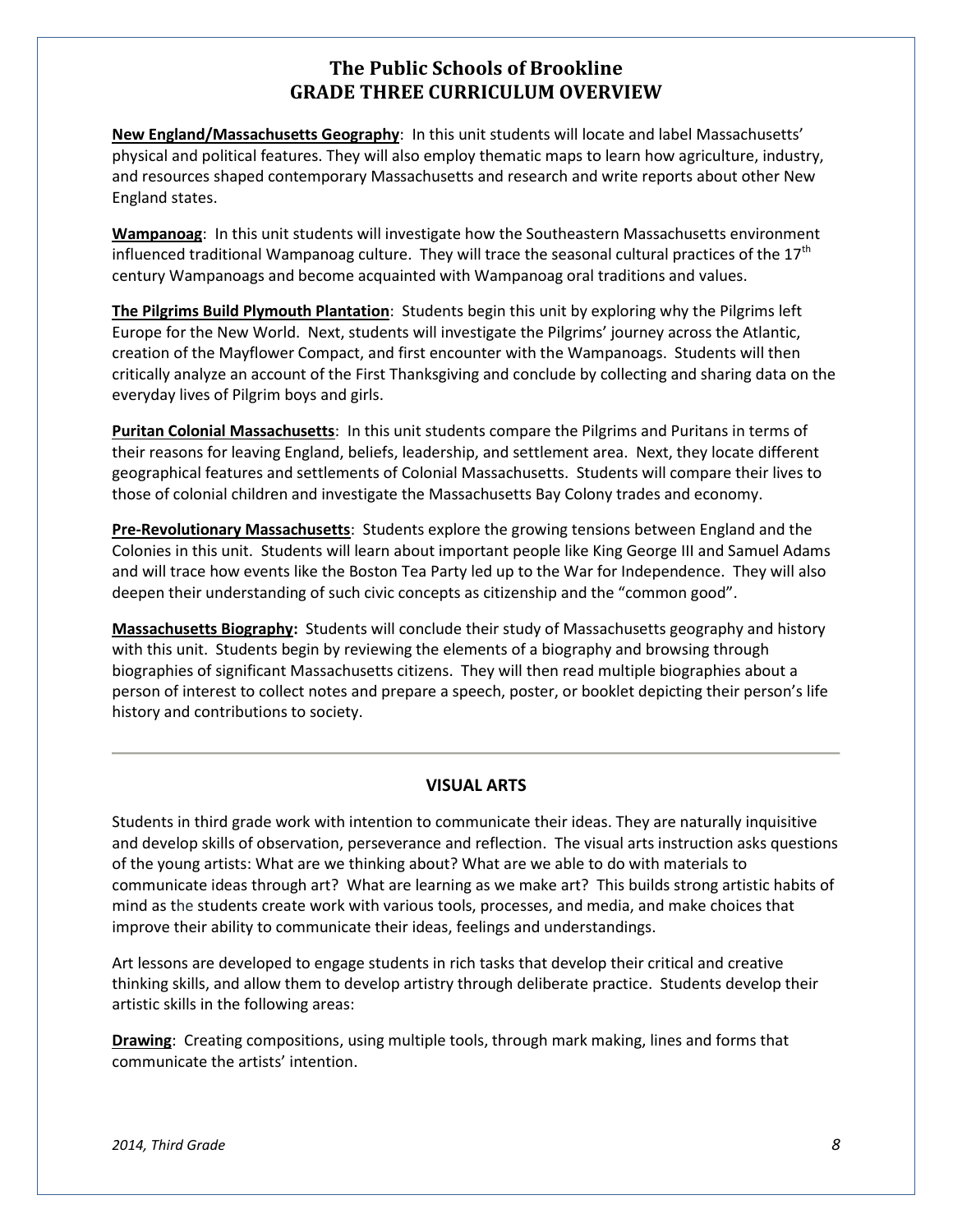## The Public Schools of Brookline
## GRADE THREE CURRICULUM OVERVIEW

**New England/Massachusetts Geography**: In this unit students will locate and label Massachusetts' physical and political features. They will also employ thematic maps to learn how agriculture, industry, and resources shaped contemporary Massachusetts and research and write reports about other New England states.

**Wampanoag**: In this unit students will investigate how the Southeastern Massachusetts environment influenced traditional Wampanoag culture. They will trace the seasonal cultural practices of the 17th century Wampanoags and become acquainted with Wampanoag oral traditions and values.

**The Pilgrims Build Plymouth Plantation**: Students begin this unit by exploring why the Pilgrims left Europe for the New World. Next, students will investigate the Pilgrims' journey across the Atlantic, creation of the Mayflower Compact, and first encounter with the Wampanoags. Students will then critically analyze an account of the First Thanksgiving and conclude by collecting and sharing data on the everyday lives of Pilgrim boys and girls.

**Puritan Colonial Massachusetts**: In this unit students compare the Pilgrims and Puritans in terms of their reasons for leaving England, beliefs, leadership, and settlement area. Next, they locate different geographical features and settlements of Colonial Massachusetts. Students will compare their lives to those of colonial children and investigate the Massachusetts Bay Colony trades and economy.

**Pre-Revolutionary Massachusetts**: Students explore the growing tensions between England and the Colonies in this unit. Students will learn about important people like King George III and Samuel Adams and will trace how events like the Boston Tea Party led up to the War for Independence. They will also deepen their understanding of such civic concepts as citizenship and the "common good".

**Massachusetts Biography:** Students will conclude their study of Massachusetts geography and history with this unit. Students begin by reviewing the elements of a biography and browsing through biographies of significant Massachusetts citizens. They will then read multiple biographies about a person of interest to collect notes and prepare a speech, poster, or booklet depicting their person's life history and contributions to society.

---

### VISUAL ARTS

Students in third grade work with intention to communicate their ideas. They are naturally inquisitive and develop skills of observation, perseverance and reflection. The visual arts instruction asks questions of the young artists: What are we thinking about? What are we able to do with materials to communicate ideas through art? What are learning as we make art? This builds strong artistic habits of mind as the students create work with various tools, processes, and media, and make choices that improve their ability to communicate their ideas, feelings and understandings.

Art lessons are developed to engage students in rich tasks that develop their critical and creative thinking skills, and allow them to develop artistry through deliberate practice. Students develop their artistic skills in the following areas:

**Drawing**: Creating compositions, using multiple tools, through mark making, lines and forms that communicate the artists' intention.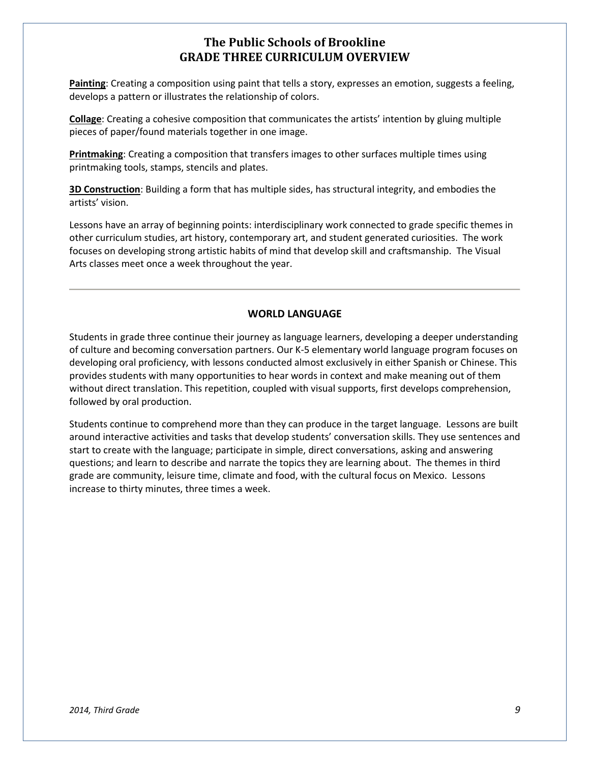**Painting**: Creating a composition using paint that tells a story, expresses an emotion, suggests a feeling, develops a pattern or illustrates the relationship of colors.

**Collage**: Creating a cohesive composition that communicates the artists' intention by gluing multiple pieces of paper/found materials together in one image.

**Printmaking**: Creating a composition that transfers images to other surfaces multiple times using printmaking tools, stamps, stencils and plates.

**3D Construction**: Building a form that has multiple sides, has structural integrity, and embodies the artists' vision.

Lessons have an array of beginning points: interdisciplinary work connected to grade specific themes in other curriculum studies, art history, contemporary art, and student generated curiosities. The work focuses on developing strong artistic habits of mind that develop skill and craftsmanship. The Visual Arts classes meet once a week throughout the year.

---

## WORLD LANGUAGE

Students in grade three continue their journey as language learners, developing a deeper understanding of culture and becoming conversation partners. Our K-5 elementary world language program focuses on developing oral proficiency, with lessons conducted almost exclusively in either Spanish or Chinese. This provides students with many opportunities to hear words in context and make meaning out of them without direct translation. This repetition, coupled with visual supports, first develops comprehension, followed by oral production.

Students continue to comprehend more than they can produce in the target language. Lessons are built around interactive activities and tasks that develop students' conversation skills. They use sentences and start to create with the language; participate in simple, direct conversations, asking and answering questions; and learn to describe and narrate the topics they are learning about. The themes in third grade are community, leisure time, climate and food, with the cultural focus on Mexico. Lessons increase to thirty minutes, three times a week.